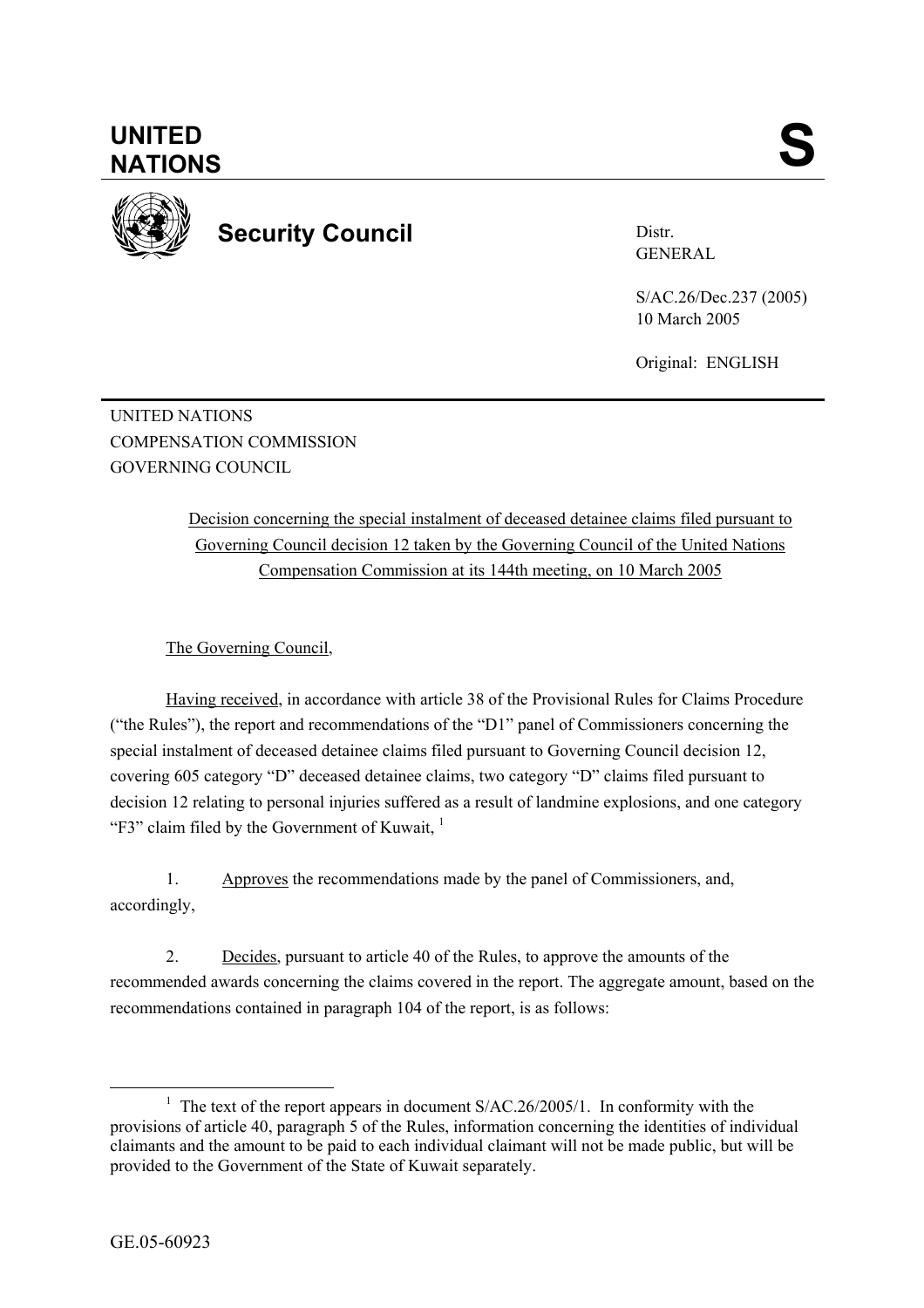# UNITED NATIONS

# S

## Security Council

Distr.
GENERAL

S/AC.26/Dec.237 (2005)
10 March 2005

Original: ENGLISH

UNITED NATIONS
COMPENSATION COMMISSION
GOVERNING COUNCIL

Decision concerning the special instalment of deceased detainee claims filed pursuant to Governing Council decision 12 taken by the Governing Council of the United Nations Compensation Commission at its 144th meeting, on 10 March 2005

The Governing Council,

Having received, in accordance with article 38 of the Provisional Rules for Claims Procedure ("the Rules"), the report and recommendations of the "D1" panel of Commissioners concerning the special instalment of deceased detainee claims filed pursuant to Governing Council decision 12, covering 605 category "D" deceased detainee claims, two category "D" claims filed pursuant to decision 12 relating to personal injuries suffered as a result of landmine explosions, and one category "F3" claim filed by the Government of Kuwait, [1]

1. Approves the recommendations made by the panel of Commissioners, and, accordingly,

2. Decides, pursuant to article 40 of the Rules, to approve the amounts of the recommended awards concerning the claims covered in the report. The aggregate amount, based on the recommendations contained in paragraph 104 of the report, is as follows:

[1] The text of the report appears in document S/AC.26/2005/1. In conformity with the provisions of article 40, paragraph 5 of the Rules, information concerning the identities of individual claimants and the amount to be paid to each individual claimant will not be made public, but will be provided to the Government of the State of Kuwait separately.

GE.05-60923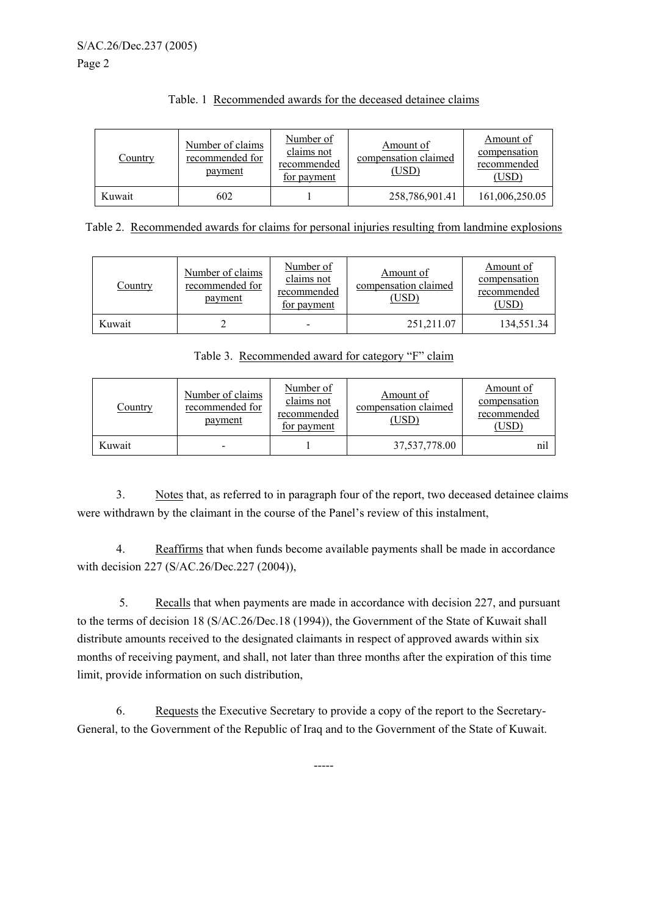Table. 1 Recommended awards for the deceased detainee claims

| Country | Number of claims recommended for payment | Number of claims not recommended for payment | Amount of compensation claimed (USD) | Amount of compensation recommended (USD) |
|---|---|---|---|---|
| Kuwait | 602 | 1 | 258,786,901.41 | 161,006,250.05 |

Table 2. Recommended awards for claims for personal injuries resulting from landmine explosions

| Country | Number of claims recommended for payment | Number of claims not recommended for payment | Amount of compensation claimed (USD) | Amount of compensation recommended (USD) |
|---|---|---|---|---|
| Kuwait | 2 | - | 251,211.07 | 134,551.34 |

Table 3. Recommended award for category "F" claim

| Country | Number of claims recommended for payment | Number of claims not recommended for payment | Amount of compensation claimed (USD) | Amount of compensation recommended (USD) |
|---|---|---|---|---|
| Kuwait | - | 1 | 37,537,778.00 | nil |

3. Notes that, as referred to in paragraph four of the report, two deceased detainee claims were withdrawn by the claimant in the course of the Panel's review of this instalment,

4. Reaffirms that when funds become available payments shall be made in accordance with decision 227 (S/AC.26/Dec.227 (2004)),

5. Recalls that when payments are made in accordance with decision 227, and pursuant to the terms of decision 18 (S/AC.26/Dec.18 (1994)), the Government of the State of Kuwait shall distribute amounts received to the designated claimants in respect of approved awards within six months of receiving payment, and shall, not later than three months after the expiration of this time limit, provide information on such distribution,

6. Requests the Executive Secretary to provide a copy of the report to the Secretary-General, to the Government of the Republic of Iraq and to the Government of the State of Kuwait.

-----